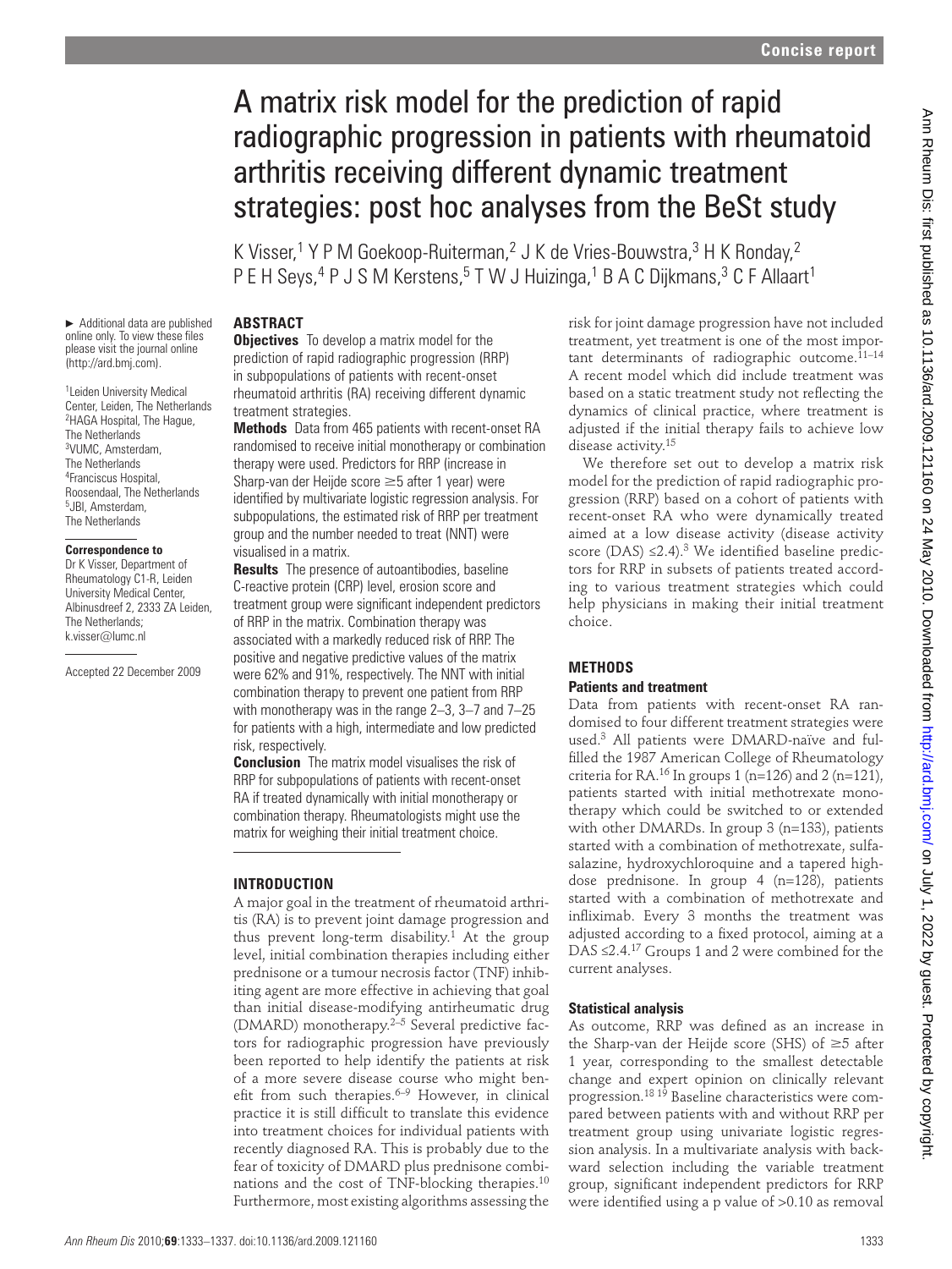# A matrix risk model for the prediction of rapid radiographic progression in patients with rheumatoid arthritis receiving different dynamic treatment strategies: post hoc analyses from the BeSt study

K Visser,[1] Y P M Goekoop-Ruiterman,[2] J K de Vries-Bouwstra,[3] H K Ronday,[2] P E H Seys,[4] P J S M Kerstens,[5] T W J Huizinga,[1] B A C Dijkmans,[3] C F Allaart[1]

► Additional data are published online only. To view these files please visit the journal online (http://ard.bmj.com).

[1]Leiden University Medical Center, Leiden, The Netherlands
[2]HAGA Hospital, The Hague, The Netherlands
[3]VUMC, Amsterdam, The Netherlands
[4]Franciscus Hospital, Roosendaal, The Netherlands
[5]JBI, Amsterdam, The Netherlands

**Correspondence to**
Dr K Visser, Department of Rheumatology C1-R, Leiden University Medical Center, Albinusdreef 2, 2333 ZA Leiden, The Netherlands; k.visser@lumc.nl

Accepted 22 December 2009

## ABSTRACT

**Objectives** To develop a matrix model for the prediction of rapid radiographic progression (RRP) in subpopulations of patients with recent-onset rheumatoid arthritis (RA) receiving different dynamic treatment strategies.

**Methods** Data from 465 patients with recent-onset RA randomised to receive initial monotherapy or combination therapy were used. Predictors for RRP (increase in Sharp-van der Heijde score ≥5 after 1 year) were identified by multivariate logistic regression analysis. For subpopulations, the estimated risk of RRP per treatment group and the number needed to treat (NNT) were visualised in a matrix.

**Results** The presence of autoantibodies, baseline C-reactive protein (CRP) level, erosion score and treatment group were significant independent predictors of RRP in the matrix. Combination therapy was associated with a markedly reduced risk of RRP. The positive and negative predictive values of the matrix were 62% and 91%, respectively. The NNT with initial combination therapy to prevent one patient from RRP with monotherapy was in the range 2–3, 3–7 and 7–25 for patients with a high, intermediate and low predicted risk, respectively.

**Conclusion** The matrix model visualises the risk of RRP for subpopulations of patients with recent-onset RA if treated dynamically with initial monotherapy or combination therapy. Rheumatologists might use the matrix for weighing their initial treatment choice.

## INTRODUCTION

A major goal in the treatment of rheumatoid arthritis (RA) is to prevent joint damage progression and thus prevent long-term disability.[1] At the group level, initial combination therapies including either prednisone or a tumour necrosis factor (TNF) inhibiting agent are more effective in achieving that goal than initial disease-modifying antirheumatic drug (DMARD) monotherapy.[2–5] Several predictive factors for radiographic progression have previously been reported to help identify the patients at risk of a more severe disease course who might benefit from such therapies.[6–9] However, in clinical practice it is still difficult to translate this evidence into treatment choices for individual patients with recently diagnosed RA. This is probably due to the fear of toxicity of DMARD plus prednisone combinations and the cost of TNF-blocking therapies.[10] Furthermore, most existing algorithms assessing the risk for joint damage progression have not included treatment, yet treatment is one of the most important determinants of radiographic outcome.[11–14] A recent model which did include treatment was based on a static treatment study not reflecting the dynamics of clinical practice, where treatment is adjusted if the initial therapy fails to achieve low disease activity.[15]

We therefore set out to develop a matrix risk model for the prediction of rapid radiographic progression (RRP) based on a cohort of patients with recent-onset RA who were dynamically treated aimed at a low disease activity (disease activity score (DAS) ≤2.4).[3] We identified baseline predictors for RRP in subsets of patients treated according to various treatment strategies which could help physicians in making their initial treatment choice.

## METHODS

### Patients and treatment

Data from patients with recent-onset RA randomised to four different treatment strategies were used.[3] All patients were DMARD-naïve and fulfilled the 1987 American College of Rheumatology criteria for RA.[16] In groups 1 (n=126) and 2 (n=121), patients started with initial methotrexate monotherapy which could be switched to or extended with other DMARDs. In group 3 (n=133), patients started with a combination of methotrexate, sulfasalazine, hydroxychloroquine and a tapered high-dose prednisone. In group 4 (n=128), patients started with a combination of methotrexate and infliximab. Every 3 months the treatment was adjusted according to a fixed protocol, aiming at a DAS ≤2.4.[17] Groups 1 and 2 were combined for the current analyses.

### Statistical analysis

As outcome, RRP was defined as an increase in the Sharp-van der Heijde score (SHS) of ≥5 after 1 year, corresponding to the smallest detectable change and expert opinion on clinically relevant progression.[18 19] Baseline characteristics were compared between patients with and without RRP per treatment group using univariate logistic regression analysis. In a multivariate analysis with backward selection including the variable treatment group, significant independent predictors for RRP were identified using a p value of >0.10 as removal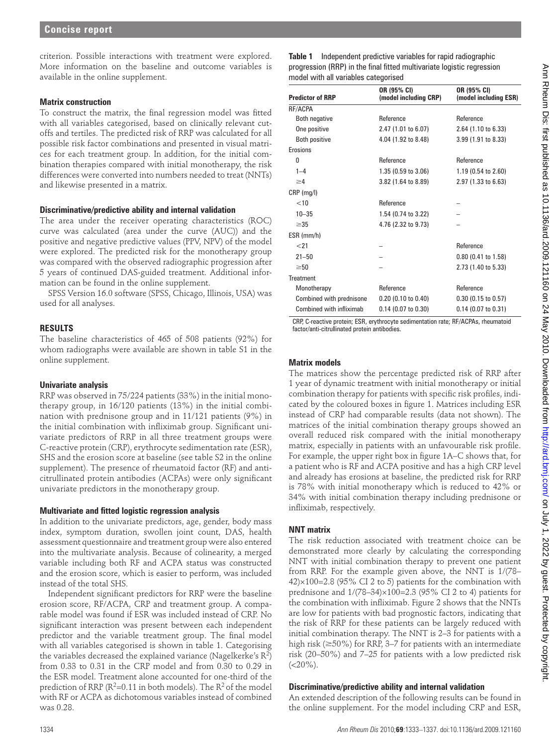criterion. Possible interactions with treatment were explored. More information on the baseline and outcome variables is available in the online supplement.

### Matrix construction

To construct the matrix, the final regression model was fitted with all variables categorised, based on clinically relevant cutoffs and tertiles. The predicted risk of RRP was calculated for all possible risk factor combinations and presented in visual matrices for each treatment group. In addition, for the initial combination therapies compared with initial monotherapy, the risk differences were converted into numbers needed to treat (NNTs) and likewise presented in a matrix.

### Discriminative/predictive ability and internal validation

The area under the receiver operating characteristics (ROC) curve was calculated (area under the curve (AUC)) and the positive and negative predictive values (PPV, NPV) of the model were explored. The predicted risk for the monotherapy group was compared with the observed radiographic progression after 5 years of continued DAS-guided treatment. Additional information can be found in the online supplement.

SPSS Version 16.0 software (SPSS, Chicago, Illinois, USA) was used for all analyses.

## RESULTS

The baseline characteristics of 465 of 508 patients (92%) for whom radiographs were available are shown in table S1 in the online supplement.

### Univariate analysis

RRP was observed in 75/224 patients (33%) in the initial monotherapy group, in 16/120 patients (13%) in the initial combination with prednisone group and in 11/121 patients (9%) in the initial combination with infliximab group. Significant univariate predictors of RRP in all three treatment groups were C-reactive protein (CRP), erythrocyte sedimentation rate (ESR), SHS and the erosion score at baseline (see table S2 in the online supplement). The presence of rheumatoid factor (RF) and anti-citrullinated protein antibodies (ACPAs) were only significant univariate predictors in the monotherapy group.

### Multivariate and fitted logistic regression analysis

In addition to the univariate predictors, age, gender, body mass index, symptom duration, swollen joint count, DAS, health assessment questionnaire and treatment group were also entered into the multivariate analysis. Because of colinearity, a merged variable including both RF and ACPA status was constructed and the erosion score, which is easier to perform, was included instead of the total SHS.

Independent significant predictors for RRP were the baseline erosion score, RF/ACPA, CRP and treatment group. A comparable model was found if ESR was included instead of CRP. No significant interaction was present between each independent predictor and the variable treatment group. The final model with all variables categorised is shown in table 1. Categorising the variables decreased the explained variance (Nagelkerke's $R^2$) from 0.33 to 0.31 in the CRP model and from 0.30 to 0.29 in the ESR model. Treatment alone accounted for one-third of the prediction of RRP ($R^2$=0.11 in both models). The $R^2$ of the model with RF or ACPA as dichotomous variables instead of combined was 0.28.

**Table 1** Independent predictive variables for rapid radiographic progression (RRP) in the final fitted multivariate logistic regression model with all variables categorised

| Predictor of RRP | OR (95% CI) (model including CRP) | OR (95% CI) (model including ESR) |
|---|---|---|
| RF/ACPA | | |
| Both negative | Reference | Reference |
| One positive | 2.47 (1.01 to 6.07) | 2.64 (1.10 to 6.33) |
| Both positive | 4.04 (1.92 to 8.48) | 3.99 (1.91 to 8.33) |
| Erosions | | |
| 0 | Reference | Reference |
| 1–4 | 1.35 (0.59 to 3.06) | 1.19 (0.54 to 2.60) |
| ≥4 | 3.82 (1.64 to 8.89) | 2.97 (1.33 to 6.63) |
| CRP (mg/l) | | |
| <10 | Reference | – |
| 10–35 | 1.54 (0.74 to 3.22) | – |
| ≥35 | 4.76 (2.32 to 9.73) | – |
| ESR (mm/h) | | |
| <21 | – | Reference |
| 21–50 | – | 0.80 (0.41 to 1.58) |
| ≥50 | – | 2.73 (1.40 to 5.33) |
| Treatment | | |
| Monotherapy | Reference | Reference |
| Combined with prednisone | 0.20 (0.10 to 0.40) | 0.30 (0.15 to 0.57) |
| Combined with infliximab | 0.14 (0.07 to 0.30) | 0.14 (0.07 to 0.31) |

CRP, C-reactive protein; ESR, erythrocyte sedimentation rate; RF/ACPAs, rheumatoid factor/anti-citrullinated protein antibodies.

### Matrix models

The matrices show the percentage predicted risk of RRP after 1 year of dynamic treatment with initial monotherapy or initial combination therapy for patients with specific risk profiles, indicated by the coloured boxes in figure 1. Matrices including ESR instead of CRP had comparable results (data not shown). The matrices of the initial combination therapy groups showed an overall reduced risk compared with the initial monotherapy matrix, especially in patients with an unfavourable risk profile. For example, the upper right box in figure 1A–C shows that, for a patient who is RF and ACPA positive and has a high CRP level and already has erosions at baseline, the predicted risk for RRP is 78% with initial monotherapy which is reduced to 42% or 34% with initial combination therapy including prednisone or infliximab, respectively.

### NNT matrix

The risk reduction associated with treatment choice can be demonstrated more clearly by calculating the corresponding NNT with initial combination therapy to prevent one patient from RRP. For the example given above, the NNT is 1/(78–42)×100=2.8 (95% CI 2 to 5) patients for the combination with prednisone and 1/(78–34)×100=2.3 (95% CI 2 to 4) patients for the combination with infliximab. Figure 2 shows that the NNTs are low for patients with bad prognostic factors, indicating that the risk of RRP for these patients can be largely reduced with initial combination therapy. The NNT is 2–3 for patients with a high risk (≥50%) for RRP, 3–7 for patients with an intermediate risk (20–50%) and 7–25 for patients with a low predicted risk (<20%).

### Discriminative/predictive ability and internal validation

An extended description of the following results can be found in the online supplement. For the model including CRP and ESR,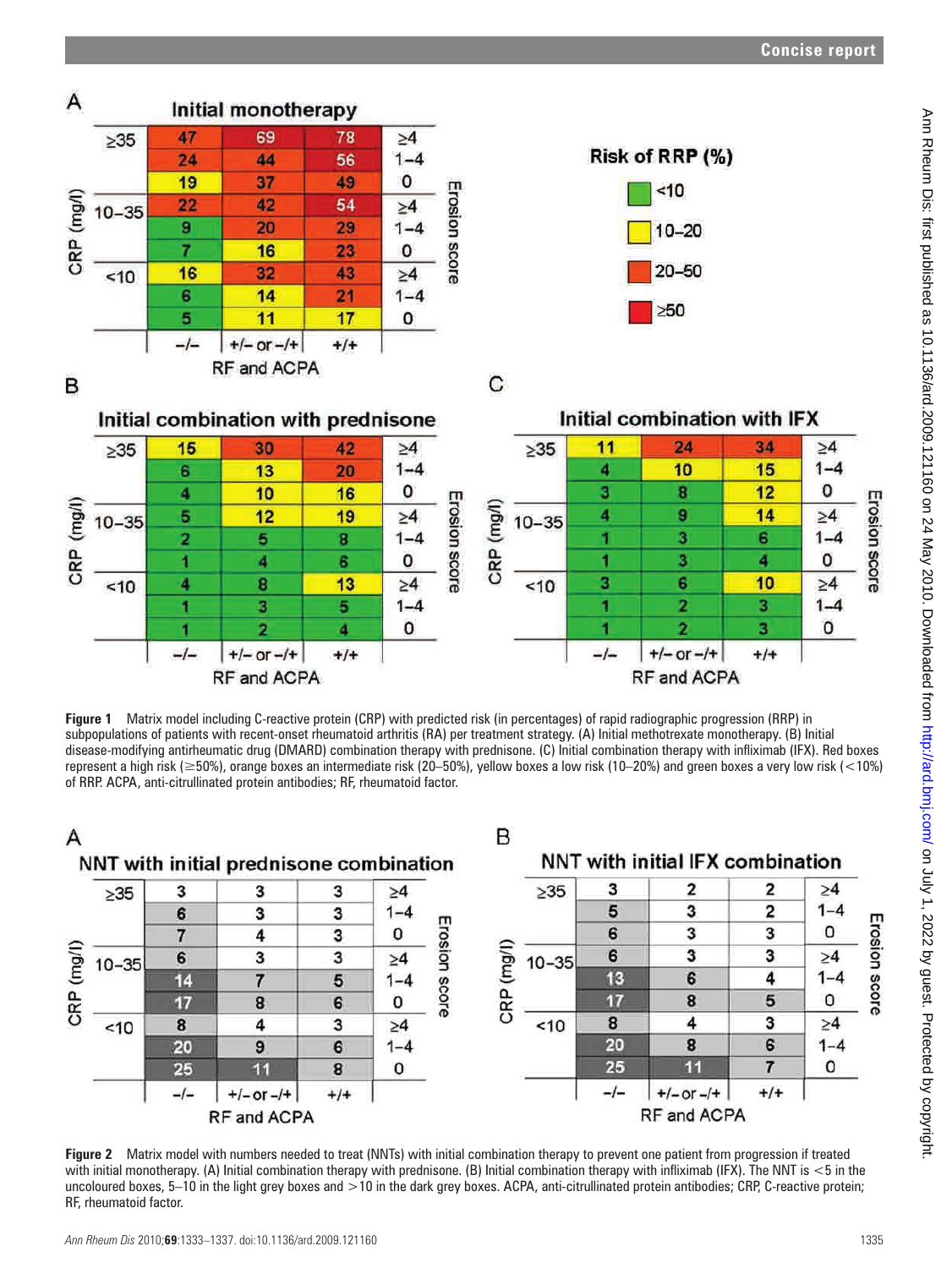**A** Initial monotherapy

| CRP (mg/l) | RF and ACPA −/− | +/− or −/+ | +/+ | Erosion score |
|---|---|---|---|---|
| ≥35 | 47 | 69 | 78 | ≥4 |
| | 24 | 44 | 56 | 1–4 |
| | 19 | 37 | 49 | 0 |
| 10–35 | 22 | 42 | 54 | ≥4 |
| | 9 | 20 | 29 | 1–4 |
| | 7 | 16 | 23 | 0 |
| <10 | 16 | 32 | 43 | ≥4 |
| | 6 | 14 | 21 | 1–4 |
| | 5 | 11 | 17 | 0 |

Risk of RRP (%): <10; 10–20; 20–50; ≥50

**B** Initial combination with prednisone

| CRP (mg/l) | RF and ACPA −/− | +/− or −/+ | +/+ | Erosion score |
|---|---|---|---|---|
| ≥35 | 15 | 30 | 42 | ≥4 |
| | 6 | 13 | 20 | 1–4 |
| | 4 | 10 | 16 | 0 |
| 10–35 | 5 | 12 | 19 | ≥4 |
| | 2 | 5 | 8 | 1–4 |
| | 1 | 4 | 6 | 0 |
| <10 | 4 | 8 | 13 | ≥4 |
| | 1 | 3 | 5 | 1–4 |
| | 1 | 2 | 4 | 0 |

**C** Initial combination with IFX

| CRP (mg/l) | RF and ACPA −/− | +/− or −/+ | +/+ | Erosion score |
|---|---|---|---|---|
| ≥35 | 11 | 24 | 34 | ≥4 |
| | 4 | 10 | 15 | 1–4 |
| | 3 | 8 | 12 | 0 |
| 10–35 | 4 | 9 | 14 | ≥4 |
| | 1 | 3 | 6 | 1–4 |
| | 1 | 3 | 4 | 0 |
| <10 | 3 | 6 | 10 | ≥4 |
| | 1 | 2 | 3 | 1–4 |
| | 1 | 2 | 3 | 0 |

**Figure 1** Matrix model including C-reactive protein (CRP) with predicted risk (in percentages) of rapid radiographic progression (RRP) in subpopulations of patients with recent-onset rheumatoid arthritis (RA) per treatment strategy. (A) Initial methotrexate monotherapy. (B) Initial disease-modifying antirheumatic drug (DMARD) combination therapy with prednisone. (C) Initial combination therapy with infliximab (IFX). Red boxes represent a high risk (≥50%), orange boxes an intermediate risk (20–50%), yellow boxes a low risk (10–20%) and green boxes a very low risk (<10%) of RRP. ACPA, anti-citrullinated protein antibodies; RF, rheumatoid factor.

**A** NNT with initial prednisone combination

| CRP (mg/l) | RF and ACPA −/− | +/− or −/+ | +/+ | Erosion score |
|---|---|---|---|---|
| ≥35 | 3 | 3 | 3 | ≥4 |
| | 6 | 3 | 3 | 1–4 |
| | 7 | 4 | 3 | 0 |
| 10–35 | 6 | 3 | 3 | ≥4 |
| | 14 | 7 | 5 | 1–4 |
| | 17 | 8 | 6 | 0 |
| <10 | 8 | 4 | 3 | ≥4 |
| | 20 | 9 | 6 | 1–4 |
| | 25 | 11 | 8 | 0 |

**B** NNT with initial IFX combination

| CRP (mg/l) | RF and ACPA −/− | +/− or −/+ | +/+ | Erosion score |
|---|---|---|---|---|
| ≥35 | 3 | 2 | 2 | ≥4 |
| | 5 | 3 | 2 | 1–4 |
| | 6 | 3 | 3 | 0 |
| 10–35 | 6 | 3 | 3 | ≥4 |
| | 13 | 6 | 4 | 1–4 |
| | 17 | 8 | 5 | 0 |
| <10 | 8 | 4 | 3 | ≥4 |
| | 20 | 8 | 6 | 1–4 |
| | 25 | 11 | 7 | 0 |

**Figure 2** Matrix model with numbers needed to treat (NNTs) with initial combination therapy to prevent one patient from progression if treated with initial monotherapy. (A) Initial combination therapy with prednisone. (B) Initial combination therapy with infliximab (IFX). The NNT is <5 in the uncoloured boxes, 5–10 in the light grey boxes and >10 in the dark grey boxes. ACPA, anti-citrullinated protein antibodies; CRP, C-reactive protein; RF, rheumatoid factor.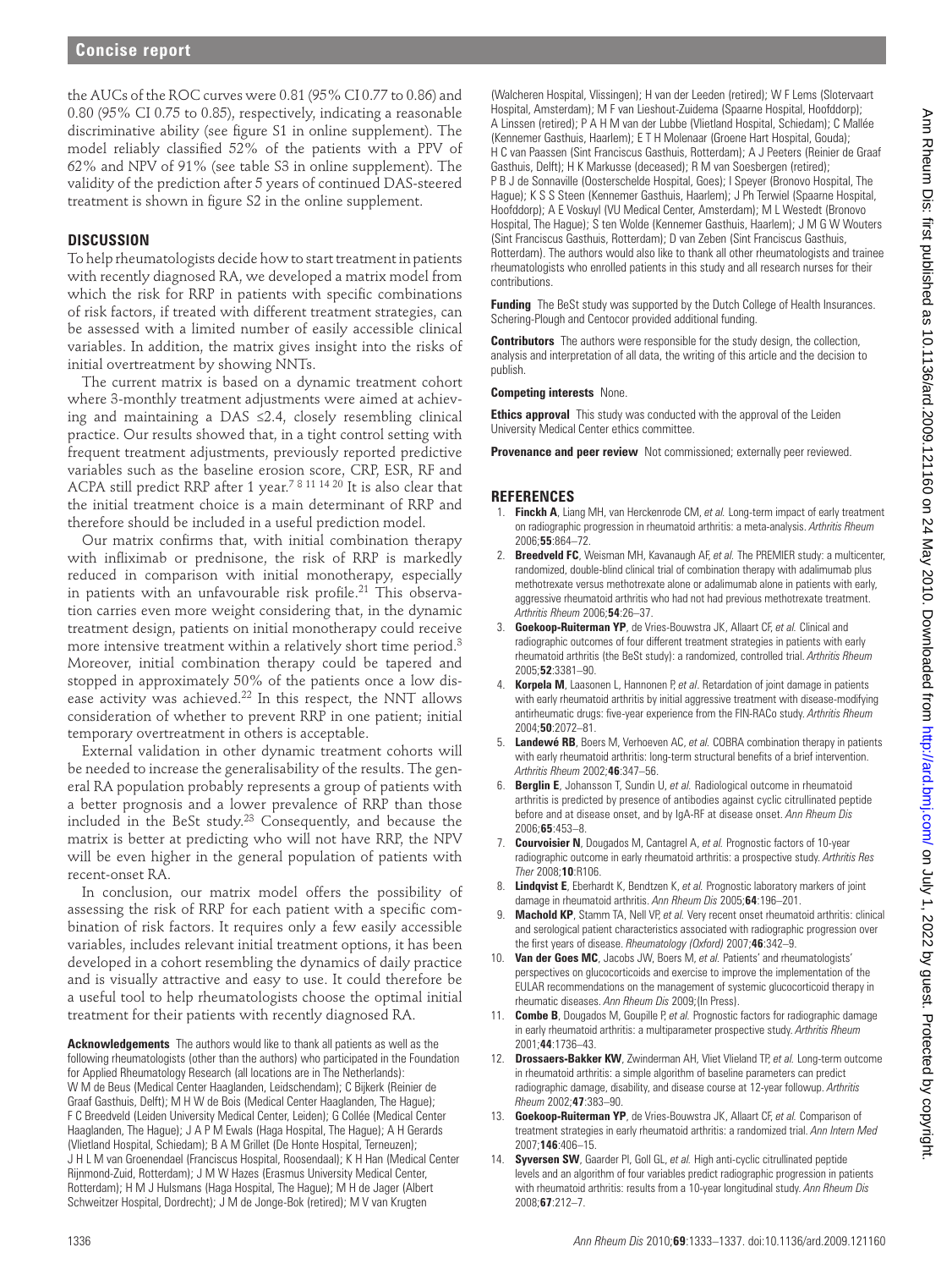the AUCs of the ROC curves were 0.81 (95% CI 0.77 to 0.86) and 0.80 (95% CI 0.75 to 0.85), respectively, indicating a reasonable discriminative ability (see figure S1 in online supplement). The model reliably classified 52% of the patients with a PPV of 62% and NPV of 91% (see table S3 in online supplement). The validity of the prediction after 5 years of continued DAS-steered treatment is shown in figure S2 in the online supplement.

## DISCUSSION

To help rheumatologists decide how to start treatment in patients with recently diagnosed RA, we developed a matrix model from which the risk for RRP in patients with specific combinations of risk factors, if treated with different treatment strategies, can be assessed with a limited number of easily accessible clinical variables. In addition, the matrix gives insight into the risks of initial overtreatment by showing NNTs.

The current matrix is based on a dynamic treatment cohort where 3-monthly treatment adjustments were aimed at achieving and maintaining a DAS ≤2.4, closely resembling clinical practice. Our results showed that, in a tight control setting with frequent treatment adjustments, previously reported predictive variables such as the baseline erosion score, CRP, ESR, RF and ACPA still predict RRP after 1 year.[7 8 11 14 20] It is also clear that the initial treatment choice is a main determinant of RRP and therefore should be included in a useful prediction model.

Our matrix confirms that, with initial combination therapy with infliximab or prednisone, the risk of RRP is markedly reduced in comparison with initial monotherapy, especially in patients with an unfavourable risk profile.[21] This observation carries even more weight considering that, in the dynamic treatment design, patients on initial monotherapy could receive more intensive treatment within a relatively short time period.[3] Moreover, initial combination therapy could be tapered and stopped in approximately 50% of the patients once a low disease activity was achieved.[22] In this respect, the NNT allows consideration of whether to prevent RRP in one patient; initial temporary overtreatment in others is acceptable.

External validation in other dynamic treatment cohorts will be needed to increase the generalisability of the results. The general RA population probably represents a group of patients with a better prognosis and a lower prevalence of RRP than those included in the BeSt study.[23] Consequently, and because the matrix is better at predicting who will not have RRP, the NPV will be even higher in the general population of patients with recent-onset RA.

In conclusion, our matrix model offers the possibility of assessing the risk of RRP for each patient with a specific combination of risk factors. It requires only a few easily accessible variables, includes relevant initial treatment options, it has been developed in a cohort resembling the dynamics of daily practice and is visually attractive and easy to use. It could therefore be a useful tool to help rheumatologists choose the optimal initial treatment for their patients with recently diagnosed RA.

**Acknowledgements** The authors would like to thank all patients as well as the following rheumatologists (other than the authors) who participated in the Foundation for Applied Rheumatology Research (all locations are in The Netherlands): W M de Beus (Medical Center Haaglanden, Leidschendam); C Bijkerk (Reinier de Graaf Gasthuis, Delft); M H W de Bois (Medical Center Haaglanden, The Hague); F C Breedveld (Leiden University Medical Center, Leiden); G Collée (Medical Center Haaglanden, The Hague); J A P M Ewals (Haga Hospital, The Hague); A H Gerards (Vlietland Hospital, Schiedam); B A M Grillet (De Honte Hospital, Terneuzen); J H L M van Groenendael (Franciscus Hospital, Roosendaal); K H Han (Medical Center Rijnmond-Zuid, Rotterdam); J M W Hazes (Erasmus University Medical Center, Rotterdam); H M J Hulsmans (Haga Hospital, The Hague); M H de Jager (Albert Schweitzer Hospital, Dordrecht); J M de Jonge-Bok (retired); M V van Krugten (Walcheren Hospital, Vlissingen); H van der Leeden (retired); W F Lems (Slotervaart Hospital, Amsterdam); M F van Lieshout-Zuidema (Spaarne Hospital, Hoofddorp); A Linssen (retired); P A H M van der Lubbe (Vlietland Hospital, Schiedam); C Mallée (Kennemer Gasthuis, Haarlem); E T H Molenaar (Groene Hart Hospital, Gouda); H C van Paassen (Sint Franciscus Gasthuis, Rotterdam); A J Peeters (Reinier de Graaf Gasthuis, Delft); H K Markusse (deceased); R M van Soesbergen (retired); P B J de Sonnaville (Oosterschelde Hospital, Goes); I Speyer (Bronovo Hospital, The Hague); K S S Steen (Kennemer Gasthuis, Haarlem); J Ph Terwiel (Spaarne Hospital, Hoofddorp); A E Voskuyl (VU Medical Center, Amsterdam); M L Westedt (Bronovo Hospital, The Hague); S ten Wolde (Kennemer Gasthuis, Haarlem); J M G W Wouters (Sint Franciscus Gasthuis, Rotterdam); D van Zeben (Sint Franciscus Gasthuis, Rotterdam). The authors would also like to thank all other rheumatologists and trainee rheumatologists who enrolled patients in this study and all research nurses for their contributions.

**Funding** The BeSt study was supported by the Dutch College of Health Insurances. Schering-Plough and Centocor provided additional funding.

**Contributors** The authors were responsible for the study design, the collection, analysis and interpretation of all data, the writing of this article and the decision to publish.

**Competing interests** None.

**Ethics approval** This study was conducted with the approval of the Leiden University Medical Center ethics committee.

**Provenance and peer review** Not commissioned; externally peer reviewed.

## REFERENCES

1. **Finckh A**, Liang MH, van Herckenrode CM, *et al.* Long-term impact of early treatment on radiographic progression in rheumatoid arthritis: a meta-analysis. *Arthritis Rheum* 2006;**55**:864–72.
2. **Breedveld FC**, Weisman MH, Kavanaugh AF, *et al.* The PREMIER study: a multicenter, randomized, double-blind clinical trial of combination therapy with adalimumab plus methotrexate versus methotrexate alone or adalimumab alone in patients with early, aggressive rheumatoid arthritis who had not had previous methotrexate treatment. *Arthritis Rheum* 2006;**54**:26–37.
3. **Goekoop-Ruiterman YP**, de Vries-Bouwstra JK, Allaart CF, *et al.* Clinical and radiographic outcomes of four different treatment strategies in patients with early rheumatoid arthritis (the BeSt study): a randomized, controlled trial. *Arthritis Rheum* 2005;**52**:3381–90.
4. **Korpela M**, Laasonen L, Hannonen P, *et al.* Retardation of joint damage in patients with early rheumatoid arthritis by initial aggressive treatment with disease-modifying antirheumatic drugs: five-year experience from the FIN-RACo study. *Arthritis Rheum* 2004;**50**:2072–81.
5. **Landewé RB**, Boers M, Verhoeven AC, *et al.* COBRA combination therapy in patients with early rheumatoid arthritis: long-term structural benefits of a brief intervention. *Arthritis Rheum* 2002;**46**:347–56.
6. **Berglin E**, Johansson T, Sundin U, *et al.* Radiological outcome in rheumatoid arthritis is predicted by presence of antibodies against cyclic citrullinated peptide before and at disease onset, and by IgA-RF at disease onset. *Ann Rheum Dis* 2006;**65**:453–8.
7. **Courvoisier N**, Dougados M, Cantagrel A, *et al.* Prognostic factors of 10-year radiographic outcome in early rheumatoid arthritis: a prospective study. *Arthritis Res Ther* 2008;**10**:R106.
8. **Lindqvist E**, Eberhardt K, Bendtzen K, *et al.* Prognostic laboratory markers of joint damage in rheumatoid arthritis. *Ann Rheum Dis* 2005;**64**:196–201.
9. **Machold KP**, Stamm TA, Nell VP, *et al.* Very recent onset rheumatoid arthritis: clinical and serological patient characteristics associated with radiographic progression over the first years of disease. *Rheumatology (Oxford)* 2007;**46**:342–9.
10. **Van der Goes MC**, Jacobs JW, Boers M, *et al.* Patients' and rheumatologists' perspectives on glucocorticoids and exercise to improve the implementation of the EULAR recommendations on the management of systemic glucocorticoid therapy in rheumatic diseases. *Ann Rheum Dis* 2009;(In Press).
11. **Combe B**, Dougados M, Goupille P, *et al.* Prognostic factors for radiographic damage in early rheumatoid arthritis: a multiparameter prospective study. *Arthritis Rheum* 2001;**44**:1736–43.
12. **Drossaers-Bakker KW**, Zwinderman AH, Vliet Vlieland TP, *et al.* Long-term outcome in rheumatoid arthritis: a simple algorithm of baseline parameters can predict radiographic damage, disability, and disease course at 12-year followup. *Arthritis Rheum* 2002;**47**:383–90.
13. **Goekoop-Ruiterman YP**, de Vries-Bouwstra JK, Allaart CF, *et al.* Comparison of treatment strategies in early rheumatoid arthritis: a randomized trial. *Ann Intern Med* 2007;**146**:406–15.
14. **Syversen SW**, Gaarder PI, Goll GL, *et al.* High anti-cyclic citrullinated peptide levels and an algorithm of four variables predict radiographic progression in patients with rheumatoid arthritis: results from a 10-year longitudinal study. *Ann Rheum Dis* 2008;**67**:212–7.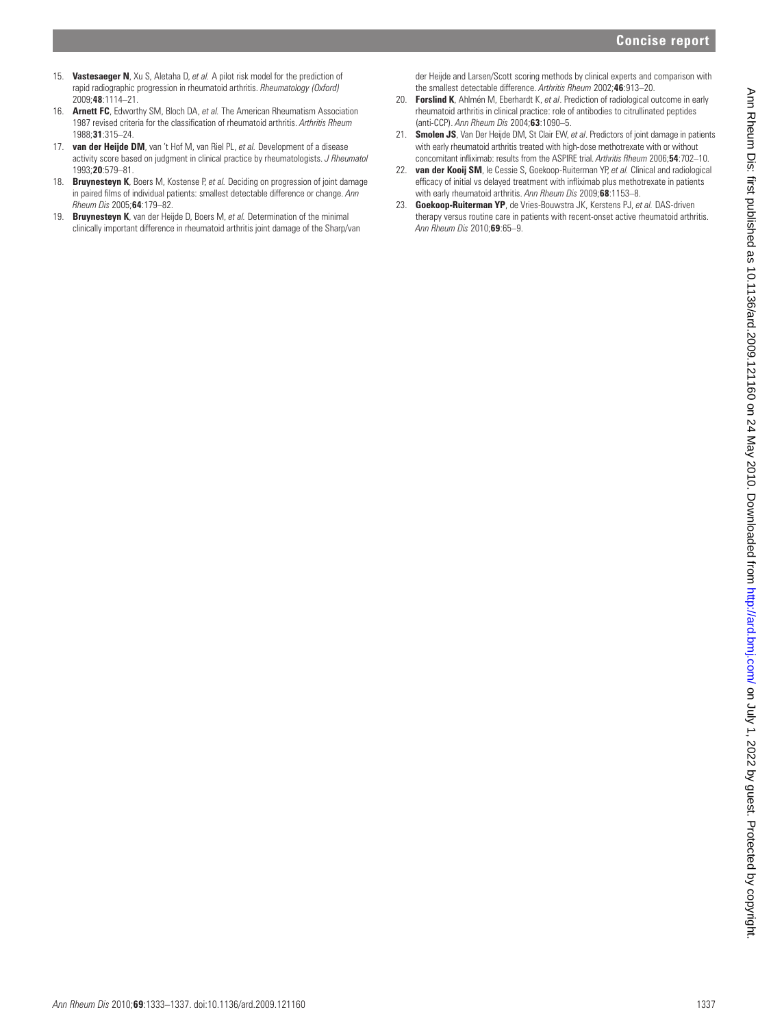15. **Vastesaeger N**, Xu S, Aletaha D, *et al.* A pilot risk model for the prediction of rapid radiographic progression in rheumatoid arthritis. *Rheumatology (Oxford)* 2009;**48**:1114–21.
16. **Arnett FC**, Edworthy SM, Bloch DA, *et al.* The American Rheumatism Association 1987 revised criteria for the classification of rheumatoid arthritis. *Arthritis Rheum* 1988;**31**:315–24.
17. **van der Heijde DM**, van 't Hof M, van Riel PL, *et al.* Development of a disease activity score based on judgment in clinical practice by rheumatologists. *J Rheumatol* 1993;**20**:579–81.
18. **Bruynesteyn K**, Boers M, Kostense P, *et al.* Deciding on progression of joint damage in paired films of individual patients: smallest detectable difference or change. *Ann Rheum Dis* 2005;**64**:179–82.
19. **Bruynesteyn K**, van der Heijde D, Boers M, *et al.* Determination of the minimal clinically important difference in rheumatoid arthritis joint damage of the Sharp/van der Heijde and Larsen/Scott scoring methods by clinical experts and comparison with the smallest detectable difference. *Arthritis Rheum* 2002;**46**:913–20.
20. **Forslind K**, Ahlmén M, Eberhardt K, *et al*. Prediction of radiological outcome in early rheumatoid arthritis in clinical practice: role of antibodies to citrullinated peptides (anti-CCP). *Ann Rheum Dis* 2004;**63**:1090–5.
21. **Smolen JS**, Van Der Heijde DM, St Clair EW, *et al*. Predictors of joint damage in patients with early rheumatoid arthritis treated with high-dose methotrexate with or without concomitant infliximab: results from the ASPIRE trial. *Arthritis Rheum* 2006;**54**:702–10.
22. **van der Kooij SM**, le Cessie S, Goekoop-Ruiterman YP, *et al.* Clinical and radiological efficacy of initial vs delayed treatment with infliximab plus methotrexate in patients with early rheumatoid arthritis. *Ann Rheum Dis* 2009;**68**:1153–8.
23. **Goekoop-Ruiterman YP**, de Vries-Bouwstra JK, Kerstens PJ, *et al.* DAS-driven therapy versus routine care in patients with recent-onset active rheumatoid arthritis. *Ann Rheum Dis* 2010;**69**:65–9.